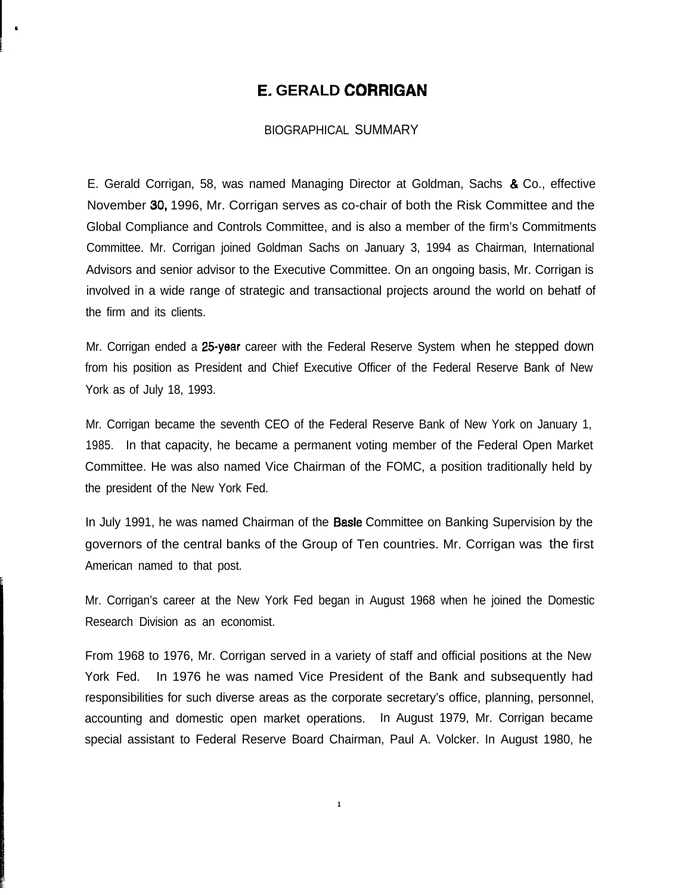# E. GERALD CORRIGAN

BIOGRAPHICAL SUMMARY

E. Gerald Corrigan, 58, was named Managing Director at Goldman, Sachs & Co., effective November 30, 1996, Mr. Corrigan serves as co-chair of both the Risk Committee and the Global Compliance and Controls Committee, and is also a member of the firm's Commitments Committee. Mr. Corrigan joined Goldman Sachs on January 3, 1994 as Chairman, International Advisors and senior advisor to the Executive Committee. On an ongoing basis, Mr. Corrigan is involved in a wide range of strategic and transactional projects around the world on behatf of the firm and its clients.

Mr. Corrigan ended a 25-year career with the Federal Reserve System when he stepped down from his position as President and Chief Executive Officer of the Federal Reserve Bank of New York as of July 18, 1993.

Mr. Corrigan became the seventh CEO of the Federal Reserve Bank of New York on January 1, 1985. In that capacity, he became a permanent voting member of the Federal Open Market Committee. He was also named Vice Chairman of the FOMC, a position traditionally held by the president of the New York Fed.

In July 1991, he was named Chairman of the Basle Committee on Banking Supervision by the governors of the central banks of the Group of Ten countries. Mr. Corrigan was the first American named to that post.

Mr. Corrigan's career at the New York Fed began in August 1968 when he joined the Domestic Research Division as an economist.

From 1968 to 1976, Mr. Corrigan served in a variety of staff and official positions at the New York Fed. In 1976 he was named Vice President of the Bank and subsequently had responsibilities for such diverse areas as the corporate secretary's office, planning, personnel, accounting and domestic open market operations. In August 1979, Mr. Corrigan became special assistant to Federal Reserve Board Chairman, Paul A. Volcker. In August 1980, he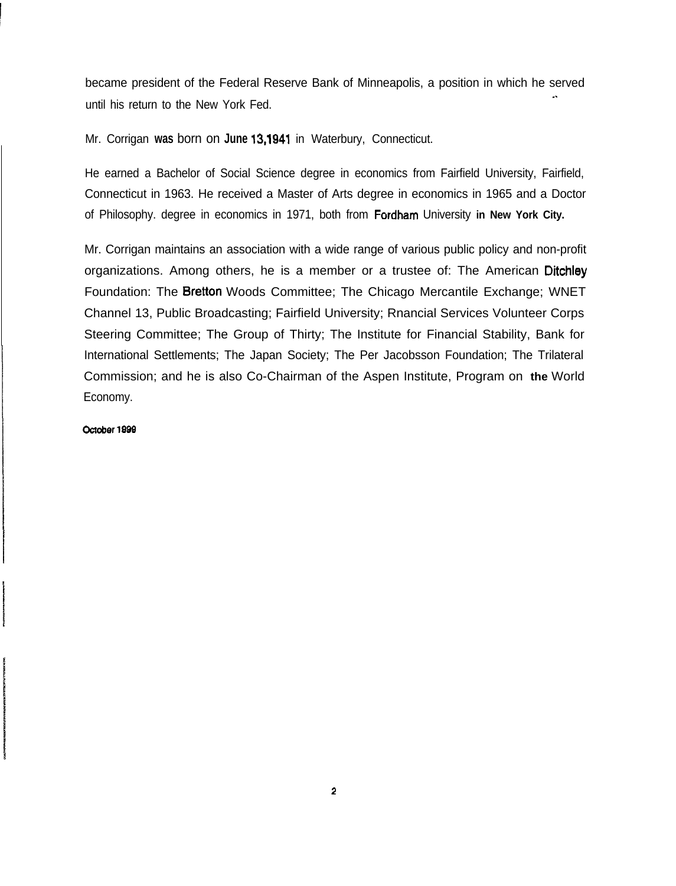became president of the Federal Reserve Bank of Minneapolis, a position in which he served until his return to the New York Fed.

Mr. Corrigan was born on June 13,1941 in Waterbury, Connecticut.

He earned a Bachelor of Social Science degree in economics from Fairfield University, Fairfield, Connecticut in 1963. He received a Master of Arts degree in economics in 1965 and a Doctor of Philosophy. degree in economics in 1971, both from Fordham University in New York City.

Mr. Corrigan maintains an association with a wide range of various public policy and non-profit organizations. Among others, he is a member or a trustee of: The American Ditchley Foundation: The Bretton Woods Committee; The Chicago Mercantile Exchange; WNET Channel 13, Public Broadcasting; Fairfield University; Rnancial Services Volunteer Corps Steering Committee; The Group of Thirty; The Institute for Financial Stability, Bank for International Settlements; The Japan Society; The Per Jacobsson Foundation; The Trilateral Commission; and he is also Co-Chairman of the Aspen Institute, Program on the World Economy.

October 1999